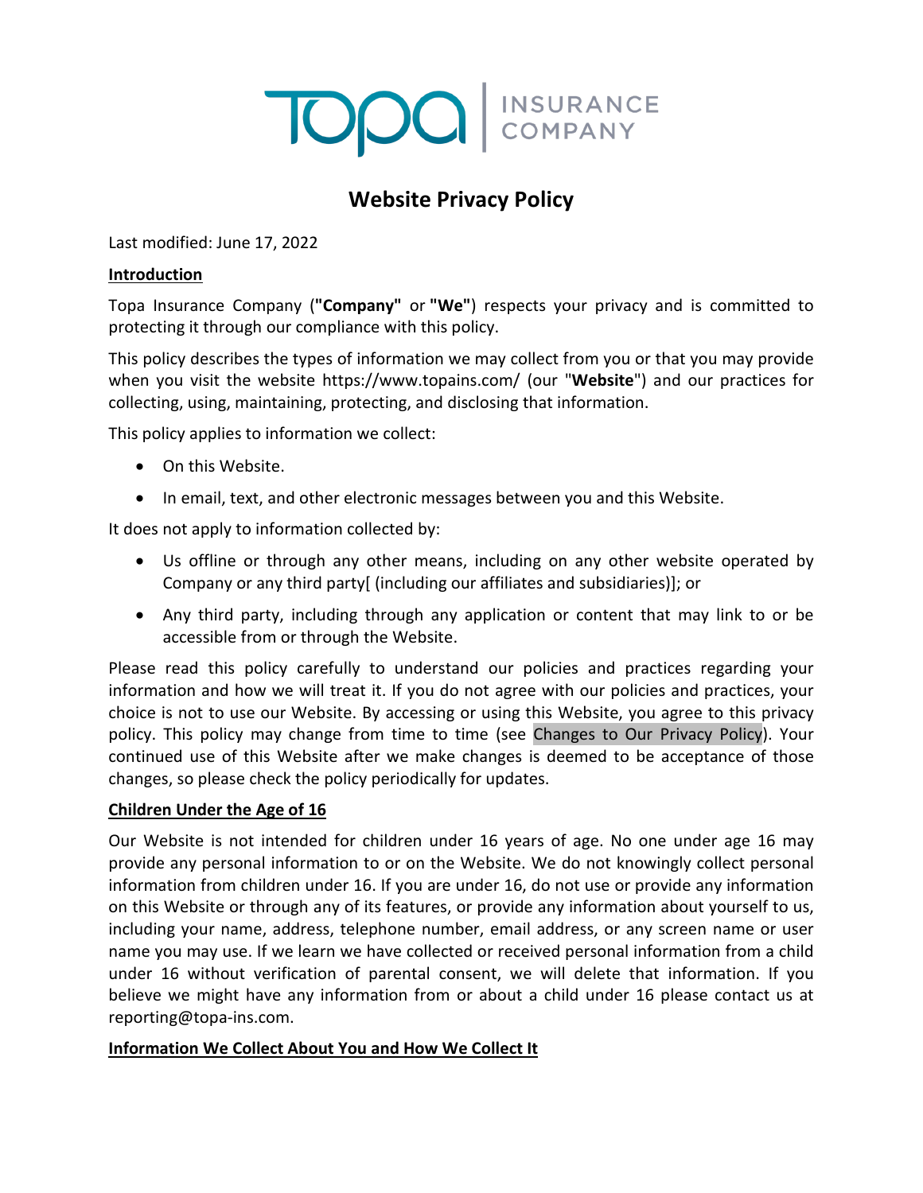Topa | INSURANCE COMPANY

# Website Privacy Policy

Last modified: June 17, 2022

**Introduction**

Topa Insurance Company (**"Company"** or **"We"**) respects your privacy and is committed to protecting it through our compliance with this policy.

This policy describes the types of information we may collect from you or that you may provide when you visit the website https://www.topains.com/ (our "**Website**") and our practices for collecting, using, maintaining, protecting, and disclosing that information.

This policy applies to information we collect:

- On this Website.
- In email, text, and other electronic messages between you and this Website.

It does not apply to information collected by:

- Us offline or through any other means, including on any other website operated by Company or any third party[ (including our affiliates and subsidiaries)]; or
- Any third party, including through any application or content that may link to or be accessible from or through the Website.

Please read this policy carefully to understand our policies and practices regarding your information and how we will treat it. If you do not agree with our policies and practices, your choice is not to use our Website. By accessing or using this Website, you agree to this privacy policy. This policy may change from time to time (see Changes to Our Privacy Policy). Your continued use of this Website after we make changes is deemed to be acceptance of those changes, so please check the policy periodically for updates.

**Children Under the Age of 16**

Our Website is not intended for children under 16 years of age. No one under age 16 may provide any personal information to or on the Website. We do not knowingly collect personal information from children under 16. If you are under 16, do not use or provide any information on this Website or through any of its features, or provide any information about yourself to us, including your name, address, telephone number, email address, or any screen name or user name you may use. If we learn we have collected or received personal information from a child under 16 without verification of parental consent, we will delete that information. If you believe we might have any information from or about a child under 16 please contact us at reporting@topa-ins.com.

**Information We Collect About You and How We Collect It**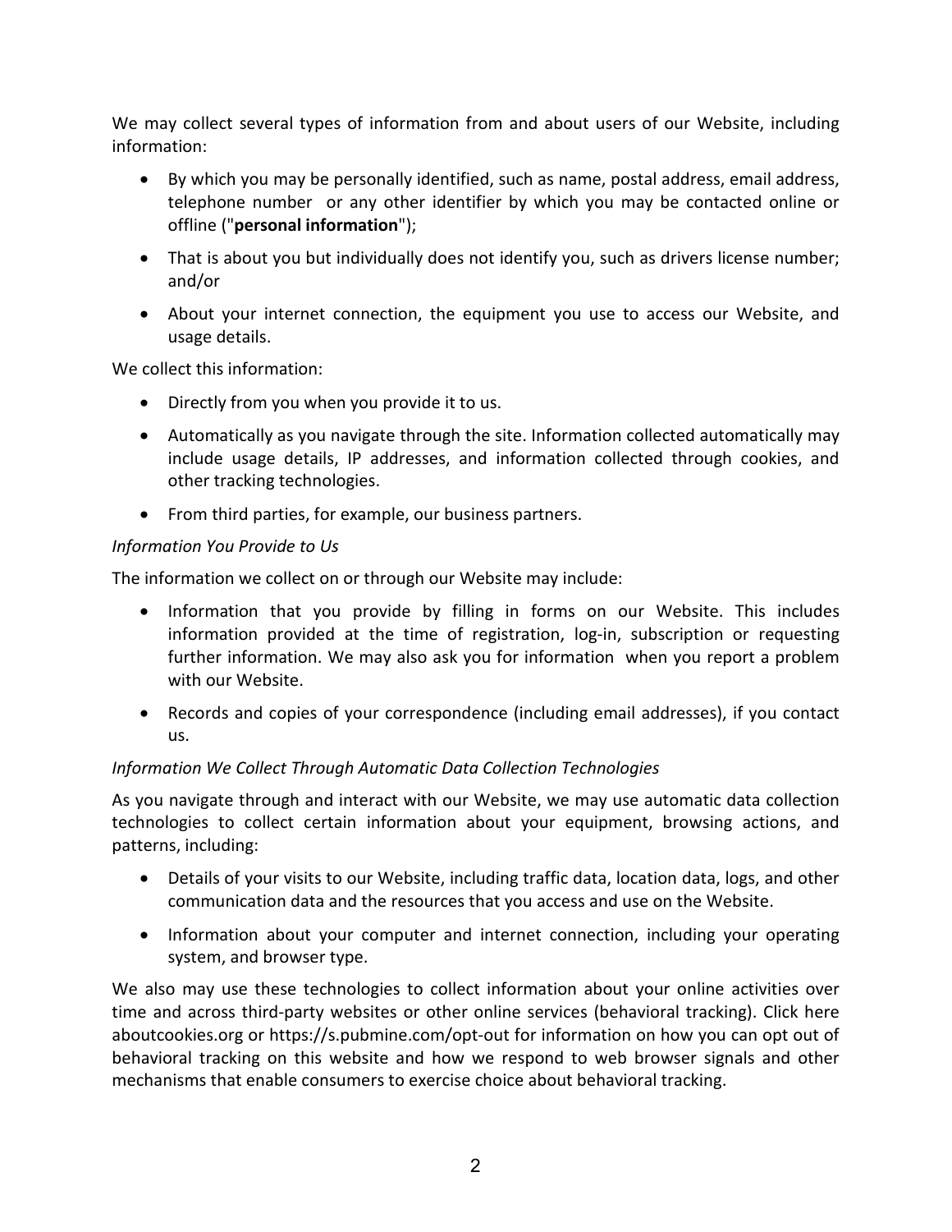We may collect several types of information from and about users of our Website, including information:

- By which you may be personally identified, such as name, postal address, email address, telephone number or any other identifier by which you may be contacted online or offline ("**personal information**");
- That is about you but individually does not identify you, such as drivers license number; and/or
- About your internet connection, the equipment you use to access our Website, and usage details.

We collect this information:

- Directly from you when you provide it to us.
- Automatically as you navigate through the site. Information collected automatically may include usage details, IP addresses, and information collected through cookies, and other tracking technologies.
- From third parties, for example, our business partners.

*Information You Provide to Us*

The information we collect on or through our Website may include:

- Information that you provide by filling in forms on our Website. This includes information provided at the time of registration, log-in, subscription or requesting further information. We may also ask you for information when you report a problem with our Website.
- Records and copies of your correspondence (including email addresses), if you contact us.

*Information We Collect Through Automatic Data Collection Technologies*

As you navigate through and interact with our Website, we may use automatic data collection technologies to collect certain information about your equipment, browsing actions, and patterns, including:

- Details of your visits to our Website, including traffic data, location data, logs, and other communication data and the resources that you access and use on the Website.
- Information about your computer and internet connection, including your operating system, and browser type.

We also may use these technologies to collect information about your online activities over time and across third-party websites or other online services (behavioral tracking). Click here aboutcookies.org or https://s.pubmine.com/opt-out for information on how you can opt out of behavioral tracking on this website and how we respond to web browser signals and other mechanisms that enable consumers to exercise choice about behavioral tracking.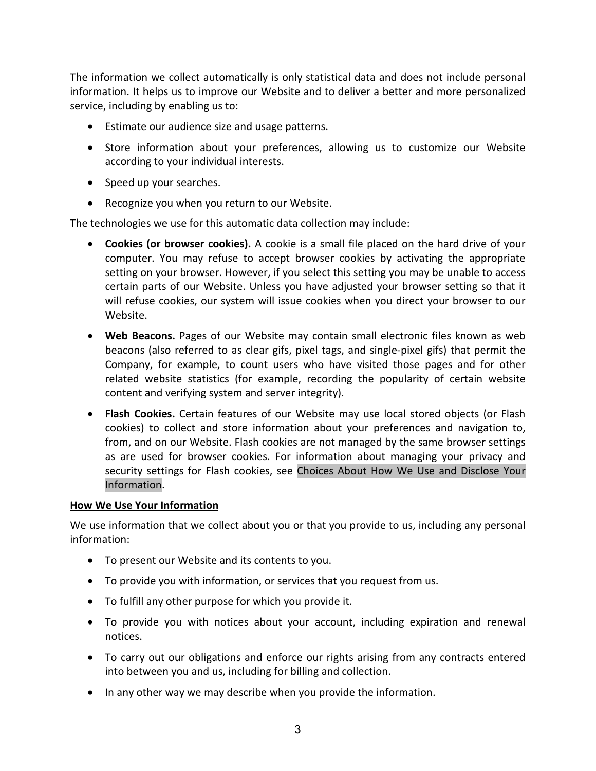The information we collect automatically is only statistical data and does not include personal information. It helps us to improve our Website and to deliver a better and more personalized service, including by enabling us to:

- Estimate our audience size and usage patterns.
- Store information about your preferences, allowing us to customize our Website according to your individual interests.
- Speed up your searches.
- Recognize you when you return to our Website.

The technologies we use for this automatic data collection may include:

- **Cookies (or browser cookies).** A cookie is a small file placed on the hard drive of your computer. You may refuse to accept browser cookies by activating the appropriate setting on your browser. However, if you select this setting you may be unable to access certain parts of our Website. Unless you have adjusted your browser setting so that it will refuse cookies, our system will issue cookies when you direct your browser to our Website.
- **Web Beacons.** Pages of our Website may contain small electronic files known as web beacons (also referred to as clear gifs, pixel tags, and single-pixel gifs) that permit the Company, for example, to count users who have visited those pages and for other related website statistics (for example, recording the popularity of certain website content and verifying system and server integrity).
- **Flash Cookies.** Certain features of our Website may use local stored objects (or Flash cookies) to collect and store information about your preferences and navigation to, from, and on our Website. Flash cookies are not managed by the same browser settings as are used for browser cookies. For information about managing your privacy and security settings for Flash cookies, see Choices About How We Use and Disclose Your Information.

**<u>How We Use Your Information</u>**

We use information that we collect about you or that you provide to us, including any personal information:

- To present our Website and its contents to you.
- To provide you with information, or services that you request from us.
- To fulfill any other purpose for which you provide it.
- To provide you with notices about your account, including expiration and renewal notices.
- To carry out our obligations and enforce our rights arising from any contracts entered into between you and us, including for billing and collection.
- In any other way we may describe when you provide the information.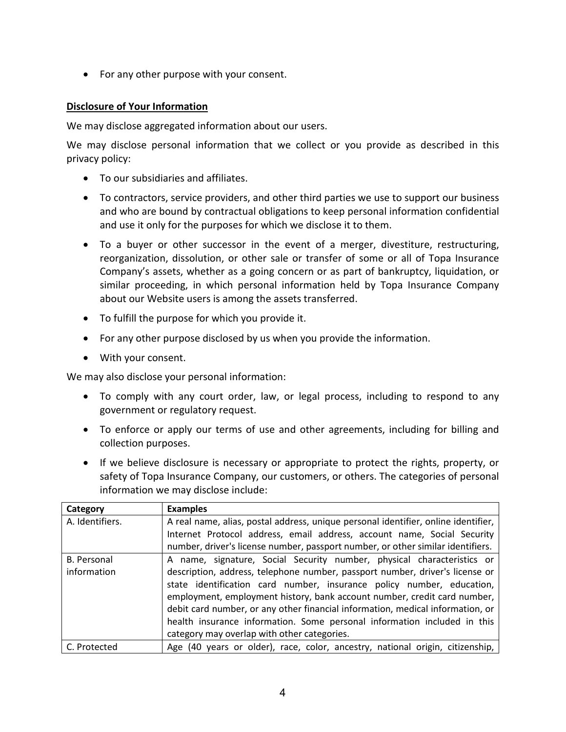- For any other purpose with your consent.

**Disclosure of Your Information**

We may disclose aggregated information about our users.

We may disclose personal information that we collect or you provide as described in this privacy policy:

- To our subsidiaries and affiliates.
- To contractors, service providers, and other third parties we use to support our business and who are bound by contractual obligations to keep personal information confidential and use it only for the purposes for which we disclose it to them.
- To a buyer or other successor in the event of a merger, divestiture, restructuring, reorganization, dissolution, or other sale or transfer of some or all of Topa Insurance Company's assets, whether as a going concern or as part of bankruptcy, liquidation, or similar proceeding, in which personal information held by Topa Insurance Company about our Website users is among the assets transferred.
- To fulfill the purpose for which you provide it.
- For any other purpose disclosed by us when you provide the information.
- With your consent.

We may also disclose your personal information:

- To comply with any court order, law, or legal process, including to respond to any government or regulatory request.
- To enforce or apply our terms of use and other agreements, including for billing and collection purposes.
- If we believe disclosure is necessary or appropriate to protect the rights, property, or safety of Topa Insurance Company, our customers, or others. The categories of personal information we may disclose include:

| Category | Examples |
| --- | --- |
| A. Identifiers. | A real name, alias, postal address, unique personal identifier, online identifier, Internet Protocol address, email address, account name, Social Security number, driver's license number, passport number, or other similar identifiers. |
| B. Personal information | A name, signature, Social Security number, physical characteristics or description, address, telephone number, passport number, driver's license or state identification card number, insurance policy number, education, employment, employment history, bank account number, credit card number, debit card number, or any other financial information, medical information, or health insurance information. Some personal information included in this category may overlap with other categories. |
| C. Protected | Age (40 years or older), race, color, ancestry, national origin, citizenship, |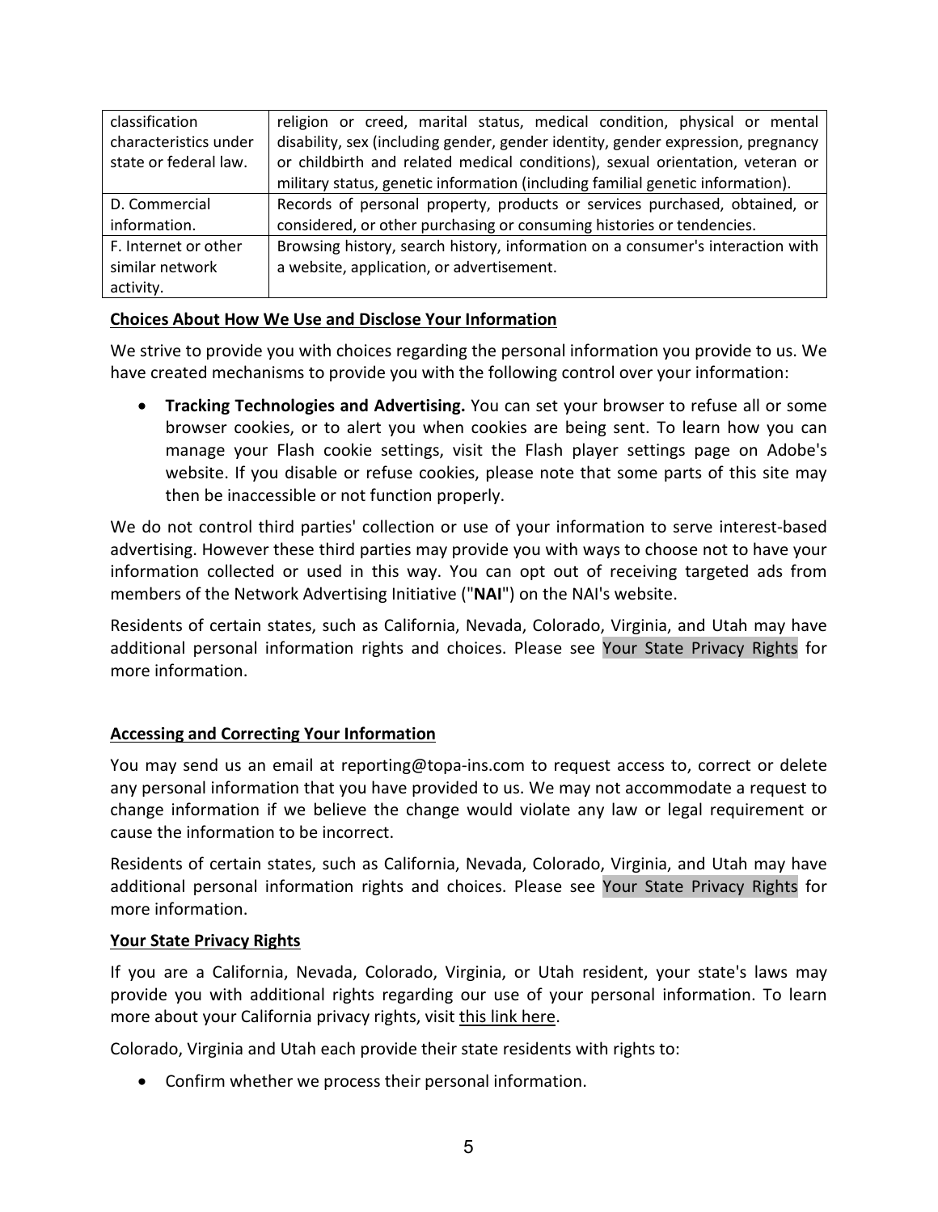| classification characteristics under state or federal law. | religion or creed, marital status, medical condition, physical or mental disability, sex (including gender, gender identity, gender expression, pregnancy or childbirth and related medical conditions), sexual orientation, veteran or military status, genetic information (including familial genetic information). |
| --- | --- |
| D. Commercial information. | Records of personal property, products or services purchased, obtained, or considered, or other purchasing or consuming histories or tendencies. |
| F. Internet or other similar network activity. | Browsing history, search history, information on a consumer's interaction with a website, application, or advertisement. |

**Choices About How We Use and Disclose Your Information**

We strive to provide you with choices regarding the personal information you provide to us. We have created mechanisms to provide you with the following control over your information:

- **Tracking Technologies and Advertising.** You can set your browser to refuse all or some browser cookies, or to alert you when cookies are being sent. To learn how you can manage your Flash cookie settings, visit the Flash player settings page on Adobe's website. If you disable or refuse cookies, please note that some parts of this site may then be inaccessible or not function properly.

We do not control third parties' collection or use of your information to serve interest-based advertising. However these third parties may provide you with ways to choose not to have your information collected or used in this way. You can opt out of receiving targeted ads from members of the Network Advertising Initiative ("**NAI**") on the NAI's website.

Residents of certain states, such as California, Nevada, Colorado, Virginia, and Utah may have additional personal information rights and choices. Please see Your State Privacy Rights for more information.

**Accessing and Correcting Your Information**

You may send us an email at reporting@topa-ins.com to request access to, correct or delete any personal information that you have provided to us. We may not accommodate a request to change information if we believe the change would violate any law or legal requirement or cause the information to be incorrect.

Residents of certain states, such as California, Nevada, Colorado, Virginia, and Utah may have additional personal information rights and choices. Please see Your State Privacy Rights for more information.

**Your State Privacy Rights**

If you are a California, Nevada, Colorado, Virginia, or Utah resident, your state's laws may provide you with additional rights regarding our use of your personal information. To learn more about your California privacy rights, visit this link here.

Colorado, Virginia and Utah each provide their state residents with rights to:

- Confirm whether we process their personal information.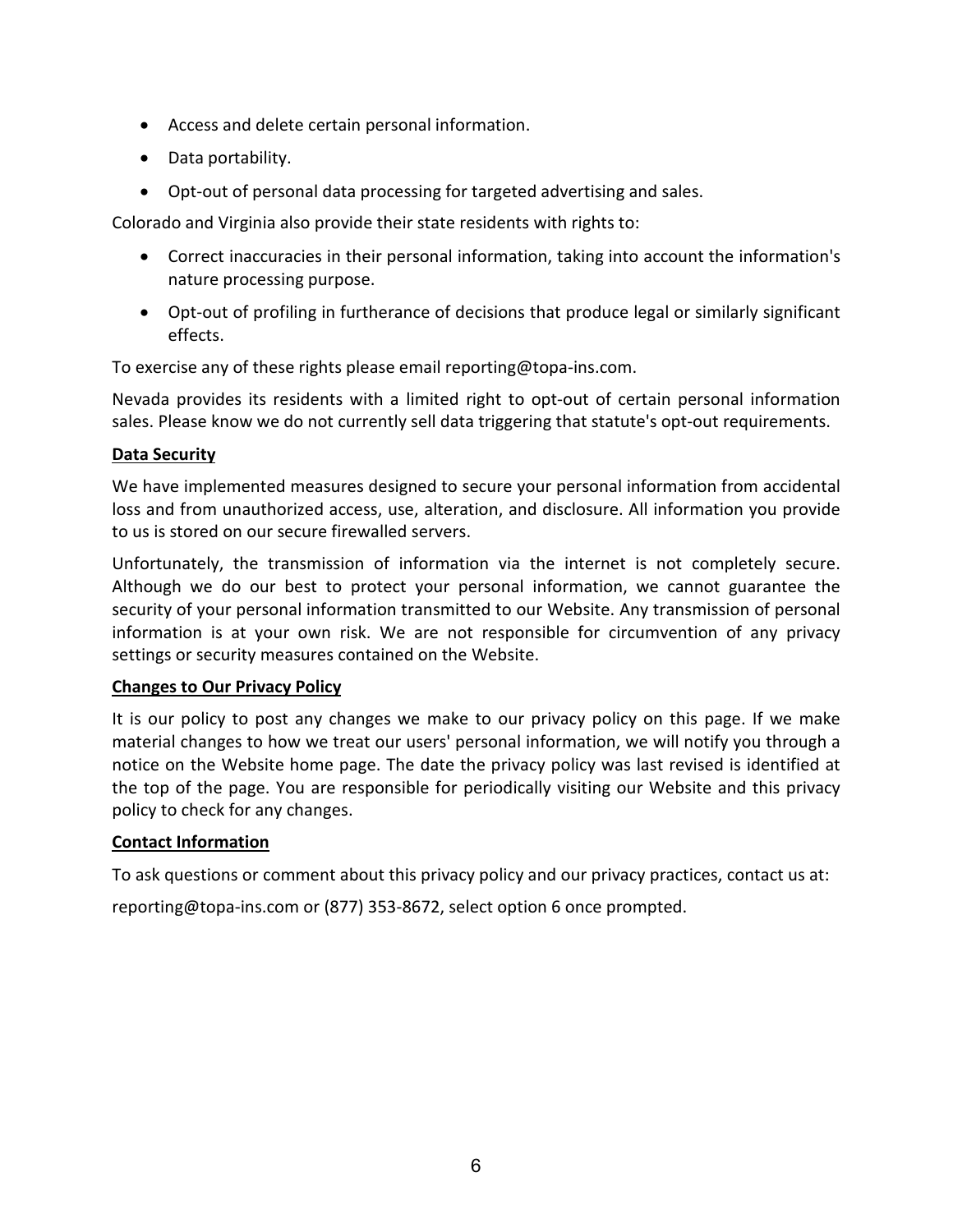- Access and delete certain personal information.
- Data portability.
- Opt-out of personal data processing for targeted advertising and sales.

Colorado and Virginia also provide their state residents with rights to:

- Correct inaccuracies in their personal information, taking into account the information's nature processing purpose.
- Opt-out of profiling in furtherance of decisions that produce legal or similarly significant effects.

To exercise any of these rights please email reporting@topa-ins.com.

Nevada provides its residents with a limited right to opt-out of certain personal information sales. Please know we do not currently sell data triggering that statute's opt-out requirements.

**Data Security**

We have implemented measures designed to secure your personal information from accidental loss and from unauthorized access, use, alteration, and disclosure. All information you provide to us is stored on our secure firewalled servers.

Unfortunately, the transmission of information via the internet is not completely secure. Although we do our best to protect your personal information, we cannot guarantee the security of your personal information transmitted to our Website. Any transmission of personal information is at your own risk. We are not responsible for circumvention of any privacy settings or security measures contained on the Website.

**Changes to Our Privacy Policy**

It is our policy to post any changes we make to our privacy policy on this page. If we make material changes to how we treat our users' personal information, we will notify you through a notice on the Website home page. The date the privacy policy was last revised is identified at the top of the page. You are responsible for periodically visiting our Website and this privacy policy to check for any changes.

**Contact Information**

To ask questions or comment about this privacy policy and our privacy practices, contact us at:

reporting@topa-ins.com or (877) 353-8672, select option 6 once prompted.